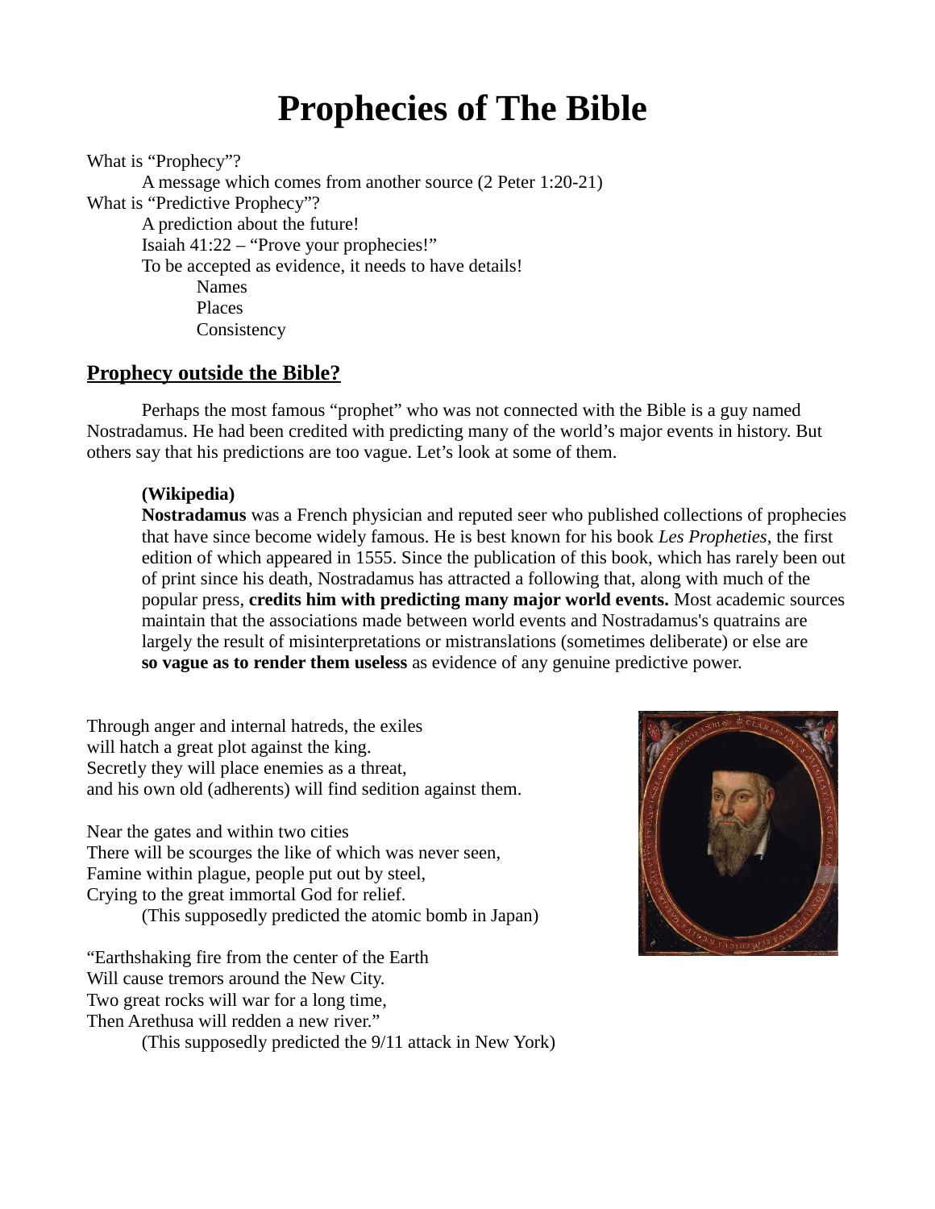# Prophecies of The Bible

What is "Prophecy"?

- A message which comes from another source (2 Peter 1:20-21)

What is "Predictive Prophecy"?

- A prediction about the future!
- Isaiah 41:22 – "Prove your prophecies!"
- To be accepted as evidence, it needs to have details!
  - Names
  - Places
  - Consistency

## Prophecy outside the Bible?

Perhaps the most famous "prophet" who was not connected with the Bible is a guy named Nostradamus. He had been credited with predicting many of the world's major events in history. But others say that his predictions are too vague. Let's look at some of them.

> **(Wikipedia)**
> **Nostradamus** was a French physician and reputed seer who published collections of prophecies that have since become widely famous. He is best known for his book *Les Propheties*, the first edition of which appeared in 1555. Since the publication of this book, which has rarely been out of print since his death, Nostradamus has attracted a following that, along with much of the popular press, **credits him with predicting many major world events.** Most academic sources maintain that the associations made between world events and Nostradamus's quatrains are largely the result of misinterpretations or mistranslations (sometimes deliberate) or else are **so vague as to render them useless** as evidence of any genuine predictive power.

Through anger and internal hatreds, the exiles
will hatch a great plot against the king.
Secretly they will place enemies as a threat,
and his own old (adherents) will find sedition against them.

Near the gates and within two cities
There will be scourges the like of which was never seen,
Famine within plague, people put out by steel,
Crying to the great immortal God for relief.

(This supposedly predicted the atomic bomb in Japan)

"Earthshaking fire from the center of the Earth
Will cause tremors around the New City.
Two great rocks will war for a long time,
Then Arethusa will redden a new river."

(This supposedly predicted the 9/11 attack in New York)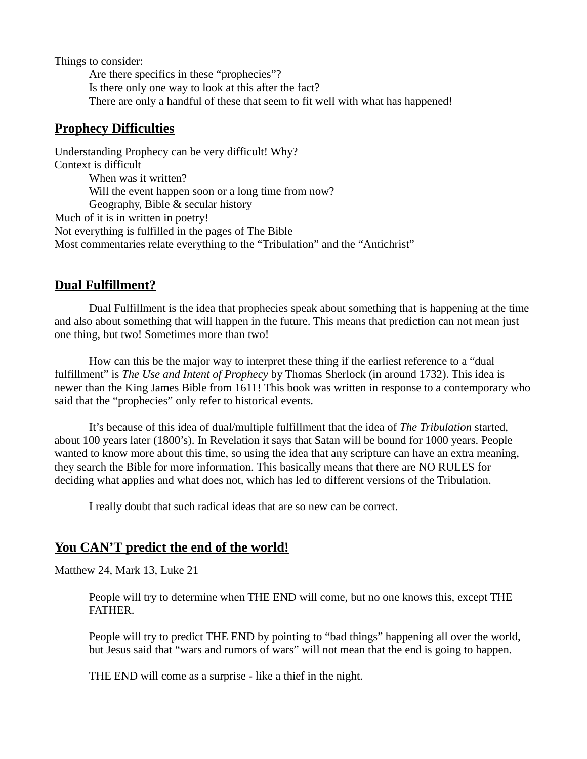Things to consider:

- Are there specifics in these “prophecies”?
- Is there only one way to look at this after the fact?
- There are only a handful of these that seem to fit well with what has happened!

## Prophecy Difficulties

Understanding Prophecy can be very difficult! Why?

Context is difficult

- When was it written?
- Will the event happen soon or a long time from now?
- Geography, Bible & secular history

Much of it is in written in poetry!

Not everything is fulfilled in the pages of The Bible

Most commentaries relate everything to the “Tribulation” and the “Antichrist”

## Dual Fulfillment?

Dual Fulfillment is the idea that prophecies speak about something that is happening at the time and also about something that will happen in the future. This means that prediction can not mean just one thing, but two! Sometimes more than two!

How can this be the major way to interpret these thing if the earliest reference to a “dual fulfillment” is *The Use and Intent of Prophecy* by Thomas Sherlock (in around 1732). This idea is newer than the King James Bible from 1611! This book was written in response to a contemporary who said that the “prophecies” only refer to historical events.

It’s because of this idea of dual/multiple fulfillment that the idea of *The Tribulation* started, about 100 years later (1800’s). In Revelation it says that Satan will be bound for 1000 years. People wanted to know more about this time, so using the idea that any scripture can have an extra meaning, they search the Bible for more information. This basically means that there are NO RULES for deciding what applies and what does not, which has led to different versions of the Tribulation.

I really doubt that such radical ideas that are so new can be correct.

## You CAN’T predict the end of the world!

Matthew 24, Mark 13, Luke 21

> People will try to determine when THE END will come, but no one knows this, except THE FATHER.
>
> People will try to predict THE END by pointing to “bad things” happening all over the world, but Jesus said that “wars and rumors of wars” will not mean that the end is going to happen.
>
> THE END will come as a surprise - like a thief in the night.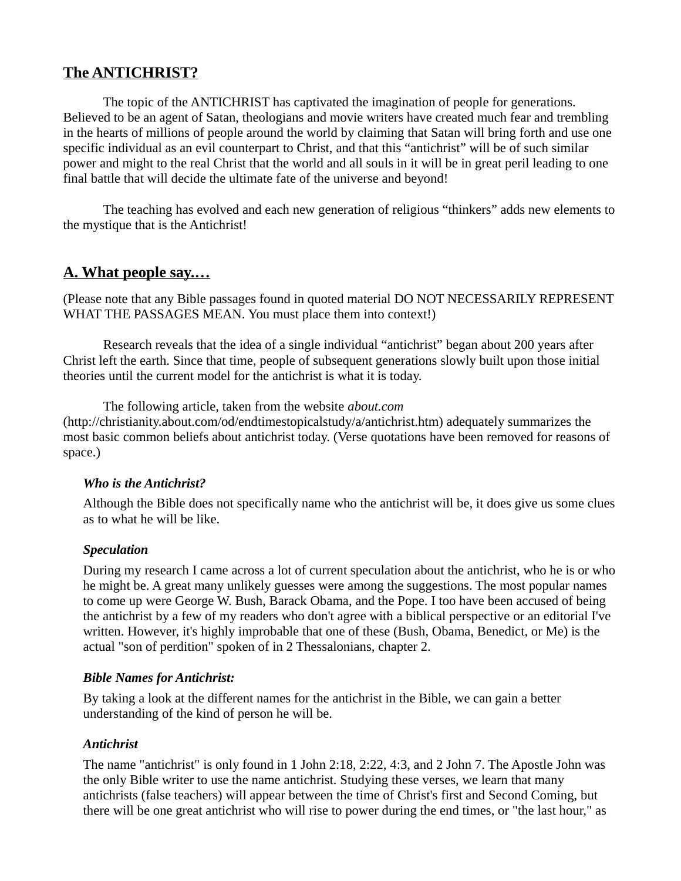## The ANTICHRIST?

The topic of the ANTICHRIST has captivated the imagination of people for generations. Believed to be an agent of Satan, theologians and movie writers have created much fear and trembling in the hearts of millions of people around the world by claiming that Satan will bring forth and use one specific individual as an evil counterpart to Christ, and that this "antichrist" will be of such similar power and might to the real Christ that the world and all souls in it will be in great peril leading to one final battle that will decide the ultimate fate of the universe and beyond!

The teaching has evolved and each new generation of religious "thinkers" adds new elements to the mystique that is the Antichrist!

## A. What people say.…

(Please note that any Bible passages found in quoted material DO NOT NECESSARILY REPRESENT WHAT THE PASSAGES MEAN. You must place them into context!)

Research reveals that the idea of a single individual "antichrist" began about 200 years after Christ left the earth. Since that time, people of subsequent generations slowly built upon those initial theories until the current model for the antichrist is what it is today.

The following article, taken from the website *about.com* (http://christianity.about.com/od/endtimestopicalstudy/a/antichrist.htm) adequately summarizes the most basic common beliefs about antichrist today. (Verse quotations have been removed for reasons of space.)

> ***Who is the Antichrist?***
>
> Although the Bible does not specifically name who the antichrist will be, it does give us some clues as to what he will be like.
>
> ***Speculation***
>
> During my research I came across a lot of current speculation about the antichrist, who he is or who he might be. A great many unlikely guesses were among the suggestions. The most popular names to come up were George W. Bush, Barack Obama, and the Pope. I too have been accused of being the antichrist by a few of my readers who don't agree with a biblical perspective or an editorial I've written. However, it's highly improbable that one of these (Bush, Obama, Benedict, or Me) is the actual "son of perdition" spoken of in 2 Thessalonians, chapter 2.
>
> ***Bible Names for Antichrist:***
>
> By taking a look at the different names for the antichrist in the Bible, we can gain a better understanding of the kind of person he will be.
>
> ***Antichrist***
>
> The name "antichrist" is only found in 1 John 2:18, 2:22, 4:3, and 2 John 7. The Apostle John was the only Bible writer to use the name antichrist. Studying these verses, we learn that many antichrists (false teachers) will appear between the time of Christ's first and Second Coming, but there will be one great antichrist who will rise to power during the end times, or "the last hour," as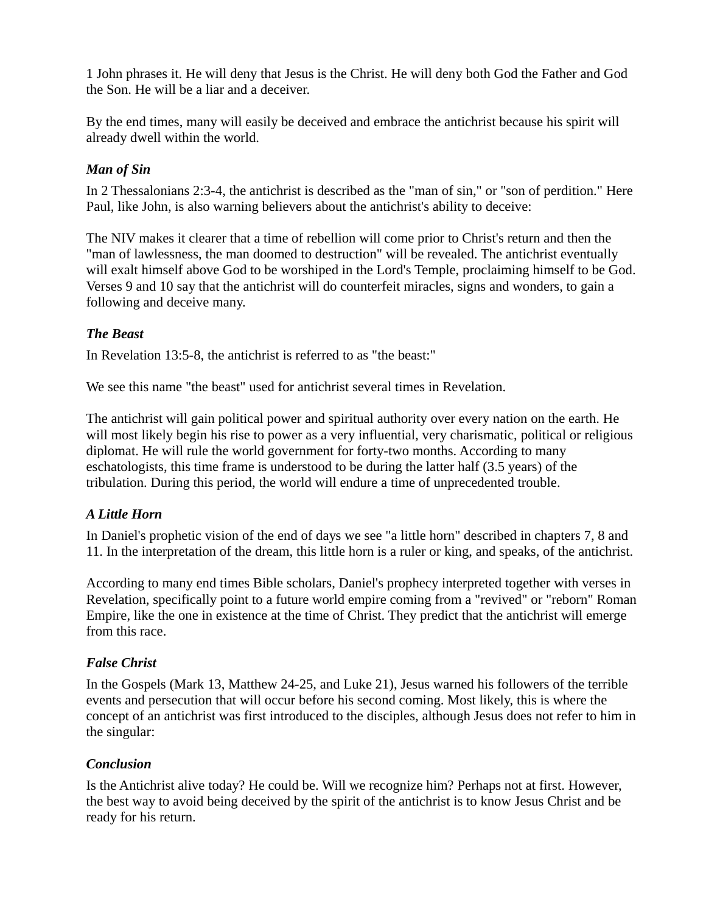1 John phrases it. He will deny that Jesus is the Christ. He will deny both God the Father and God the Son. He will be a liar and a deceiver.

By the end times, many will easily be deceived and embrace the antichrist because his spirit will already dwell within the world.

### *Man of Sin*

In 2 Thessalonians 2:3-4, the antichrist is described as the "man of sin," or "son of perdition." Here Paul, like John, is also warning believers about the antichrist's ability to deceive:

The NIV makes it clearer that a time of rebellion will come prior to Christ's return and then the "man of lawlessness, the man doomed to destruction" will be revealed. The antichrist eventually will exalt himself above God to be worshiped in the Lord's Temple, proclaiming himself to be God. Verses 9 and 10 say that the antichrist will do counterfeit miracles, signs and wonders, to gain a following and deceive many.

### *The Beast*

In Revelation 13:5-8, the antichrist is referred to as "the beast:"

We see this name "the beast" used for antichrist several times in Revelation.

The antichrist will gain political power and spiritual authority over every nation on the earth. He will most likely begin his rise to power as a very influential, very charismatic, political or religious diplomat. He will rule the world government for forty-two months. According to many eschatologists, this time frame is understood to be during the latter half (3.5 years) of the tribulation. During this period, the world will endure a time of unprecedented trouble.

### *A Little Horn*

In Daniel's prophetic vision of the end of days we see "a little horn" described in chapters 7, 8 and 11. In the interpretation of the dream, this little horn is a ruler or king, and speaks, of the antichrist.

According to many end times Bible scholars, Daniel's prophecy interpreted together with verses in Revelation, specifically point to a future world empire coming from a "revived" or "reborn" Roman Empire, like the one in existence at the time of Christ. They predict that the antichrist will emerge from this race.

### *False Christ*

In the Gospels (Mark 13, Matthew 24-25, and Luke 21), Jesus warned his followers of the terrible events and persecution that will occur before his second coming. Most likely, this is where the concept of an antichrist was first introduced to the disciples, although Jesus does not refer to him in the singular:

### *Conclusion*

Is the Antichrist alive today? He could be. Will we recognize him? Perhaps not at first. However, the best way to avoid being deceived by the spirit of the antichrist is to know Jesus Christ and be ready for his return.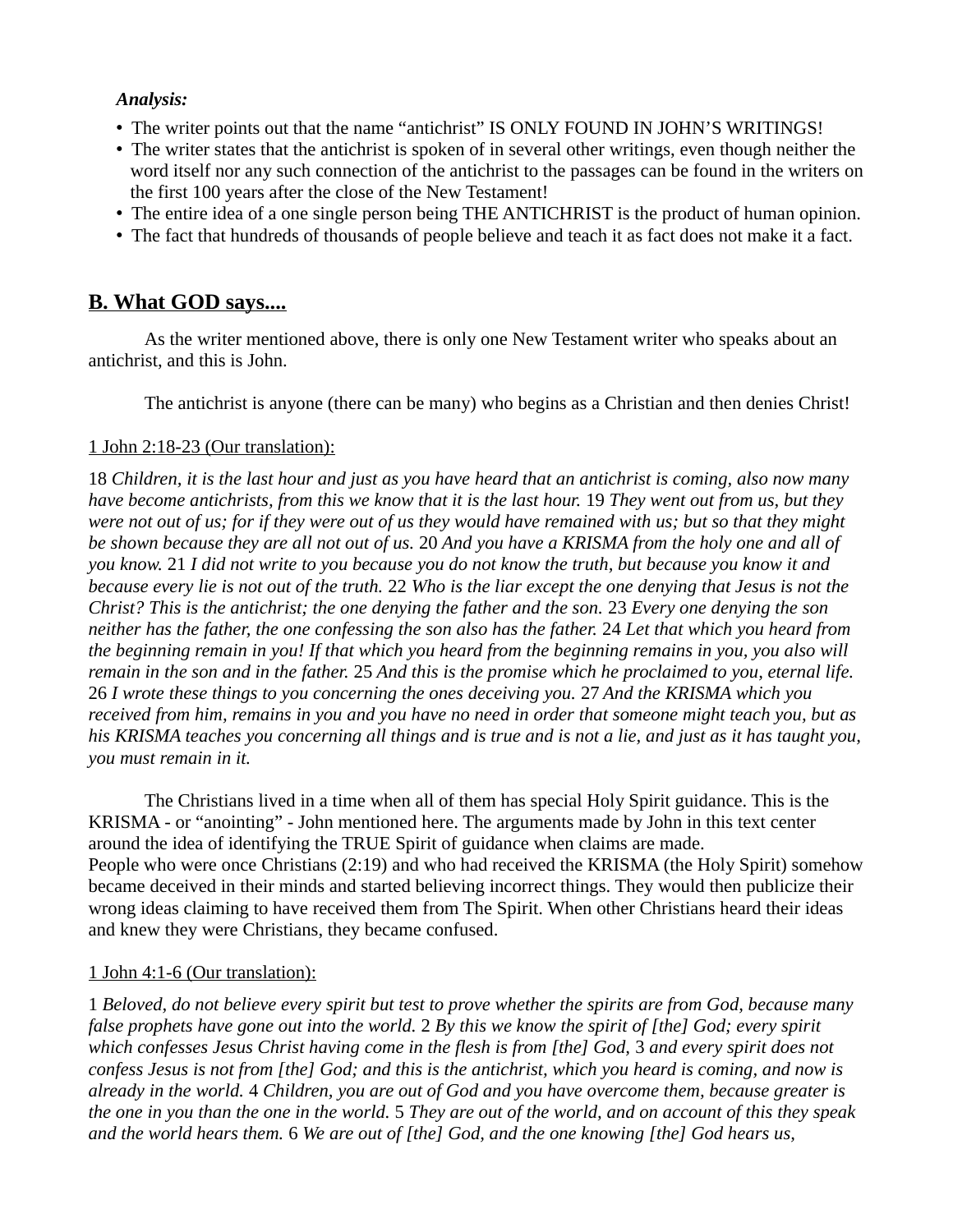***Analysis:***

- The writer points out that the name "antichrist" IS ONLY FOUND IN JOHN'S WRITINGS!
- The writer states that the antichrist is spoken of in several other writings, even though neither the word itself nor any such connection of the antichrist to the passages can be found in the writers on the first 100 years after the close of the New Testament!
- The entire idea of a one single person being THE ANTICHRIST is the product of human opinion.
- The fact that hundreds of thousands of people believe and teach it as fact does not make it a fact.

## <u>B. What GOD says....</u>

As the writer mentioned above, there is only one New Testament writer who speaks about an antichrist, and this is John.

The antichrist is anyone (there can be many) who begins as a Christian and then denies Christ!

<u>1 John 2:18-23 (Our translation):</u>

18 *Children, it is the last hour and just as you have heard that an antichrist is coming, also now many have become antichrists, from this we know that it is the last hour.* 19 *They went out from us, but they were not out of us; for if they were out of us they would have remained with us; but so that they might be shown because they are all not out of us.* 20 *And you have a KRISMA from the holy one and all of you know.* 21 *I did not write to you because you do not know the truth, but because you know it and because every lie is not out of the truth.* 22 *Who is the liar except the one denying that Jesus is not the Christ? This is the antichrist; the one denying the father and the son.* 23 *Every one denying the son neither has the father, the one confessing the son also has the father.* 24 *Let that which you heard from the beginning remain in you! If that which you heard from the beginning remains in you, you also will remain in the son and in the father.* 25 *And this is the promise which he proclaimed to you, eternal life.* 26 *I wrote these things to you concerning the ones deceiving you.* 27 *And the KRISMA which you received from him, remains in you and you have no need in order that someone might teach you, but as his KRISMA teaches you concerning all things and is true and is not a lie, and just as it has taught you, you must remain in it.*

The Christians lived in a time when all of them has special Holy Spirit guidance. This is the KRISMA - or "anointing" - John mentioned here. The arguments made by John in this text center around the idea of identifying the TRUE Spirit of guidance when claims are made.
People who were once Christians (2:19) and who had received the KRISMA (the Holy Spirit) somehow became deceived in their minds and started believing incorrect things. They would then publicize their wrong ideas claiming to have received them from The Spirit. When other Christians heard their ideas and knew they were Christians, they became confused.

<u>1 John 4:1-6 (Our translation):</u>

1 *Beloved, do not believe every spirit but test to prove whether the spirits are from God, because many false prophets have gone out into the world.* 2 *By this we know the spirit of [the] God; every spirit which confesses Jesus Christ having come in the flesh is from [the] God,* 3 *and every spirit does not confess Jesus is not from [the] God; and this is the antichrist, which you heard is coming, and now is already in the world.* 4 *Children, you are out of God and you have overcome them, because greater is the one in you than the one in the world.* 5 *They are out of the world, and on account of this they speak and the world hears them.* 6 *We are out of [the] God, and the one knowing [the] God hears us,*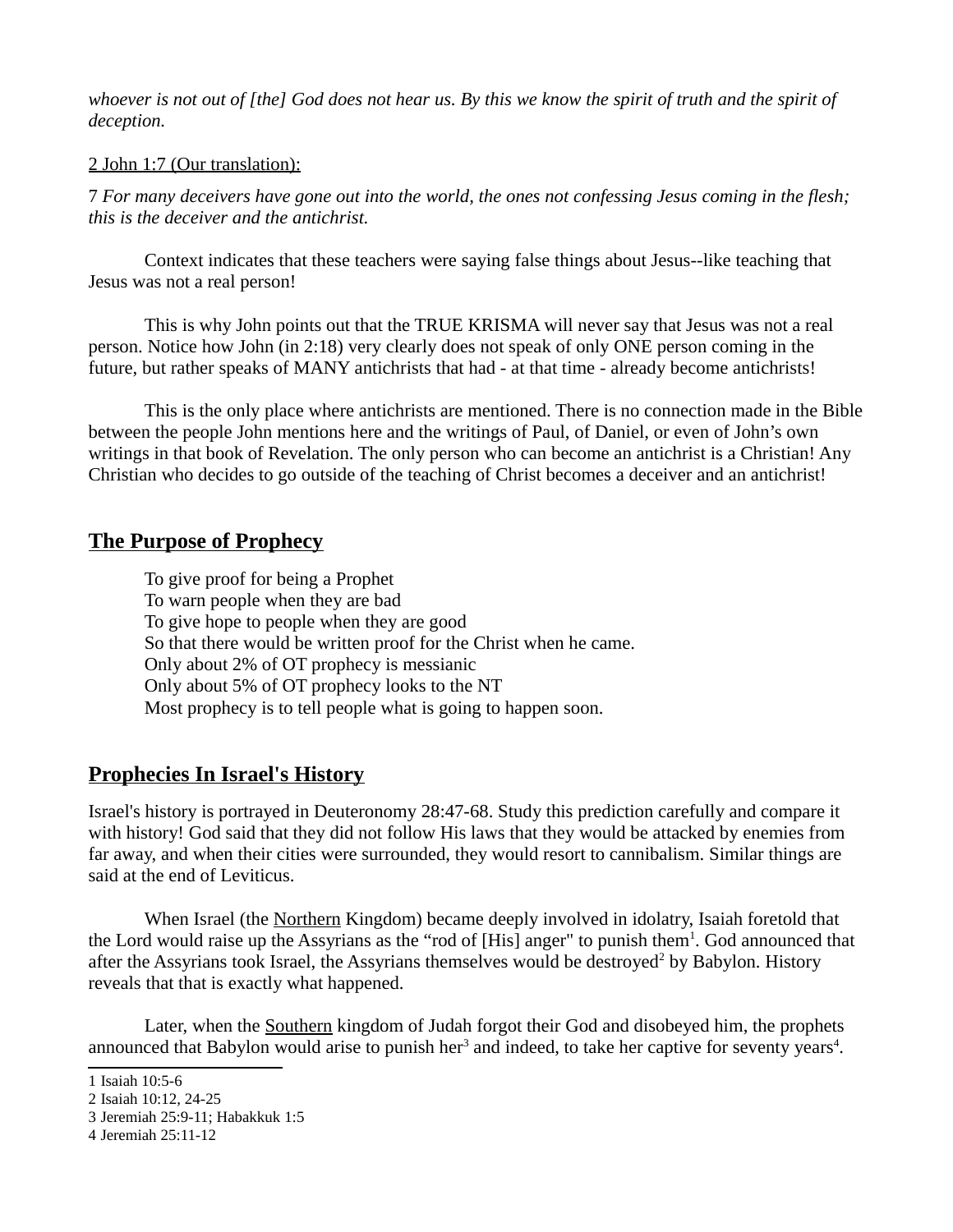*whoever is not out of [the] God does not hear us. By this we know the spirit of truth and the spirit of deception.*

2 John 1:7 (Our translation):

7 *For many deceivers have gone out into the world, the ones not confessing Jesus coming in the flesh; this is the deceiver and the antichrist.*

Context indicates that these teachers were saying false things about Jesus--like teaching that Jesus was not a real person!

This is why John points out that the TRUE KRISMA will never say that Jesus was not a real person. Notice how John (in 2:18) very clearly does not speak of only ONE person coming in the future, but rather speaks of MANY antichrists that had - at that time - already become antichrists!

This is the only place where antichrists are mentioned. There is no connection made in the Bible between the people John mentions here and the writings of Paul, of Daniel, or even of John's own writings in that book of Revelation. The only person who can become an antichrist is a Christian! Any Christian who decides to go outside of the teaching of Christ becomes a deceiver and an antichrist!

## The Purpose of Prophecy

To give proof for being a Prophet
To warn people when they are bad
To give hope to people when they are good
So that there would be written proof for the Christ when he came.
Only about 2% of OT prophecy is messianic
Only about 5% of OT prophecy looks to the NT
Most prophecy is to tell people what is going to happen soon.

## Prophecies In Israel's History

Israel's history is portrayed in Deuteronomy 28:47-68. Study this prediction carefully and compare it with history! God said that they did not follow His laws that they would be attacked by enemies from far away, and when their cities were surrounded, they would resort to cannibalism. Similar things are said at the end of Leviticus.

When Israel (the Northern Kingdom) became deeply involved in idolatry, Isaiah foretold that the Lord would raise up the Assyrians as the "rod of [His] anger" to punish them[1]. God announced that after the Assyrians took Israel, the Assyrians themselves would be destroyed[2] by Babylon. History reveals that that is exactly what happened.

Later, when the Southern kingdom of Judah forgot their God and disobeyed him, the prophets announced that Babylon would arise to punish her[3] and indeed, to take her captive for seventy years[4].

1 Isaiah 10:5-6
2 Isaiah 10:12, 24-25
3 Jeremiah 25:9-11; Habakkuk 1:5
4 Jeremiah 25:11-12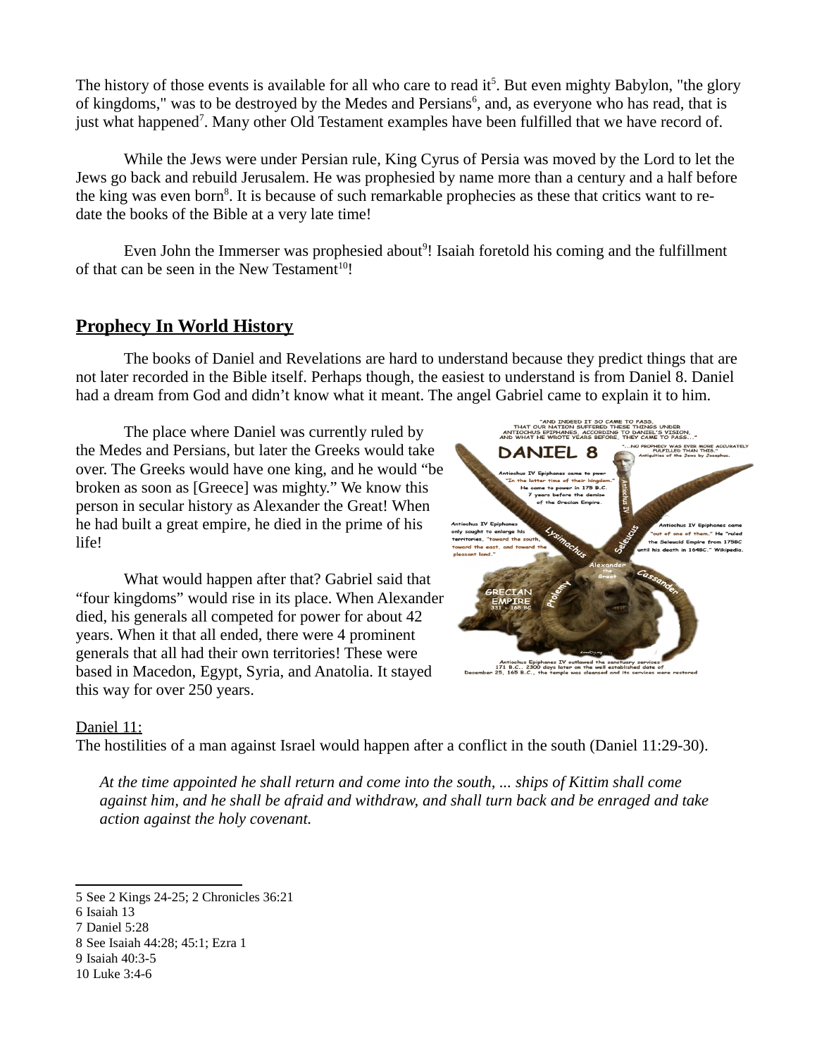The history of those events is available for all who care to read it[5]. But even mighty Babylon, "the glory of kingdoms," was to be destroyed by the Medes and Persians[6], and, as everyone who has read, that is just what happened[7]. Many other Old Testament examples have been fulfilled that we have record of.

While the Jews were under Persian rule, King Cyrus of Persia was moved by the Lord to let the Jews go back and rebuild Jerusalem. He was prophesied by name more than a century and a half before the king was even born[8]. It is because of such remarkable prophecies as these that critics want to re-date the books of the Bible at a very late time!

Even John the Immerser was prophesied about[9]! Isaiah foretold his coming and the fulfillment of that can be seen in the New Testament[10]!

## **Prophecy In World History**

The books of Daniel and Revelations are hard to understand because they predict things that are not later recorded in the Bible itself. Perhaps though, the easiest to understand is from Daniel 8. Daniel had a dream from God and didn't know what it meant. The angel Gabriel came to explain it to him.

The place where Daniel was currently ruled by the Medes and Persians, but later the Greeks would take over. The Greeks would have one king, and he would "be broken as soon as [Greece] was mighty." We know this person in secular history as Alexander the Great! When he had built a great empire, he died in the prime of his life!

What would happen after that? Gabriel said that "four kingdoms" would rise in its place. When Alexander died, his generals all competed for power for about 42 years. When it that all ended, there were 4 prominent generals that all had their own territories! These were based in Macedon, Egypt, Syria, and Anatolia. It stayed this way for over 250 years.

Daniel 11:

The hostilities of a man against Israel would happen after a conflict in the south (Daniel 11:29-30).

> *At the time appointed he shall return and come into the south, ... ships of Kittim shall come against him, and he shall be afraid and withdraw, and shall turn back and be enraged and take action against the holy covenant.*

5 See 2 Kings 24-25; 2 Chronicles 36:21

6 Isaiah 13

7 Daniel 5:28

8 See Isaiah 44:28; 45:1; Ezra 1

9 Isaiah 40:3-5

10 Luke 3:4-6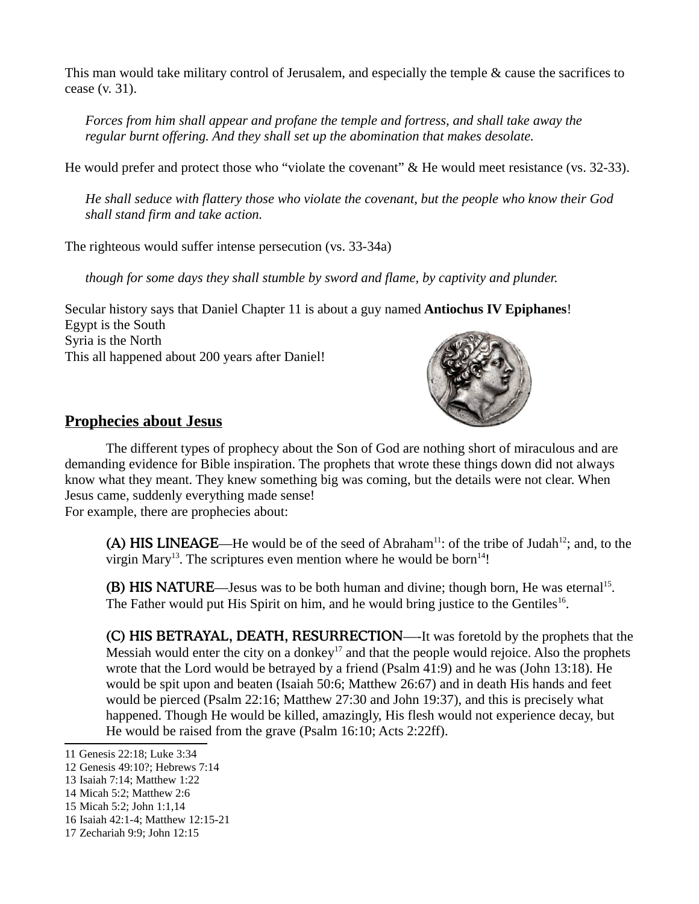This man would take military control of Jerusalem, and especially the temple & cause the sacrifices to cease (v. 31).

> *Forces from him shall appear and profane the temple and fortress, and shall take away the regular burnt offering. And they shall set up the abomination that makes desolate.*

He would prefer and protect those who “violate the covenant” & He would meet resistance (vs. 32-33).

> *He shall seduce with flattery those who violate the covenant, but the people who know their God shall stand firm and take action.*

The righteous would suffer intense persecution (vs. 33-34a)

> *though for some days they shall stumble by sword and flame, by captivity and plunder.*

Secular history says that Daniel Chapter 11 is about a guy named **Antiochus IV Epiphanes**!
Egypt is the South
Syria is the North
This all happened about 200 years after Daniel!

## Prophecies about Jesus

The different types of prophecy about the Son of God are nothing short of miraculous and are demanding evidence for Bible inspiration. The prophets that wrote these things down did not always know what they meant. They knew something big was coming, but the details were not clear. When Jesus came, suddenly everything made sense!
For example, there are prophecies about:

> **(A) HIS LINEAGE**—He would be of the seed of Abraham[11]: of the tribe of Judah[12]; and, to the virgin Mary[13]. The scriptures even mention where he would be born[14]!
>
> **(B) HIS NATURE**—Jesus was to be both human and divine; though born, He was eternal[15]. The Father would put His Spirit on him, and he would bring justice to the Gentiles[16].
>
> **(C) HIS BETRAYAL, DEATH, RESURRECTION**—-It was foretold by the prophets that the Messiah would enter the city on a donkey[17] and that the people would rejoice. Also the prophets wrote that the Lord would be betrayed by a friend (Psalm 41:9) and he was (John 13:18). He would be spit upon and beaten (Isaiah 50:6; Matthew 26:67) and in death His hands and feet would be pierced (Psalm 22:16; Matthew 27:30 and John 19:37), and this is precisely what happened. Though He would be killed, amazingly, His flesh would not experience decay, but He would be raised from the grave (Psalm 16:10; Acts 2:22ff).

---

11 Genesis 22:18; Luke 3:34
12 Genesis 49:10?; Hebrews 7:14
13 Isaiah 7:14; Matthew 1:22
14 Micah 5:2; Matthew 2:6
15 Micah 5:2; John 1:1,14
16 Isaiah 42:1-4; Matthew 12:15-21
17 Zechariah 9:9; John 12:15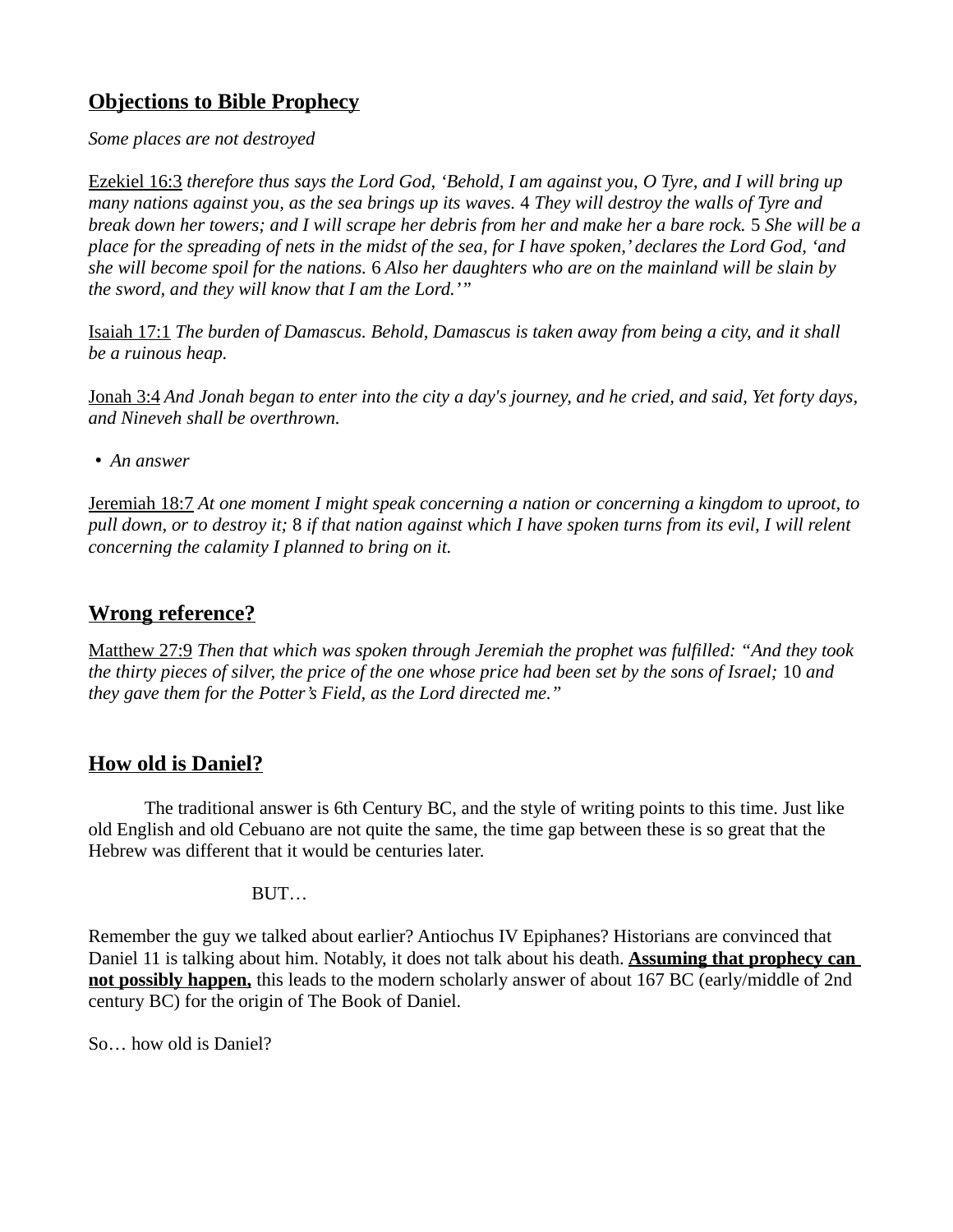## Objections to Bible Prophecy

*Some places are not destroyed*

Ezekiel 16:3 *therefore thus says the Lord God, 'Behold, I am against you, O Tyre, and I will bring up many nations against you, as the sea brings up its waves.* 4 *They will destroy the walls of Tyre and break down her towers; and I will scrape her debris from her and make her a bare rock.* 5 *She will be a place for the spreading of nets in the midst of the sea, for I have spoken,' declares the Lord God, 'and she will become spoil for the nations.* 6 *Also her daughters who are on the mainland will be slain by the sword, and they will know that I am the Lord.'"*

Isaiah 17:1 *The burden of Damascus. Behold, Damascus is taken away from being a city, and it shall be a ruinous heap.*

Jonah 3:4 *And Jonah began to enter into the city a day's journey, and he cried, and said, Yet forty days, and Nineveh shall be overthrown.*

- *An answer*

Jeremiah 18:7 *At one moment I might speak concerning a nation or concerning a kingdom to uproot, to pull down, or to destroy it;* 8 *if that nation against which I have spoken turns from its evil, I will relent concerning the calamity I planned to bring on it.*

## Wrong reference?

Matthew 27:9 *Then that which was spoken through Jeremiah the prophet was fulfilled: "And they took the thirty pieces of silver, the price of the one whose price had been set by the sons of Israel;* 10 *and they gave them for the Potter's Field, as the Lord directed me."*

## How old is Daniel?

The traditional answer is 6th Century BC, and the style of writing points to this time. Just like old English and old Cebuano are not quite the same, the time gap between these is so great that the Hebrew was different that it would be centuries later.

BUT…

Remember the guy we talked about earlier? Antiochus IV Epiphanes? Historians are convinced that Daniel 11 is talking about him. Notably, it does not talk about his death. **Assuming that prophecy can not possibly happen,** this leads to the modern scholarly answer of about 167 BC (early/middle of 2nd century BC) for the origin of The Book of Daniel.

So… how old is Daniel?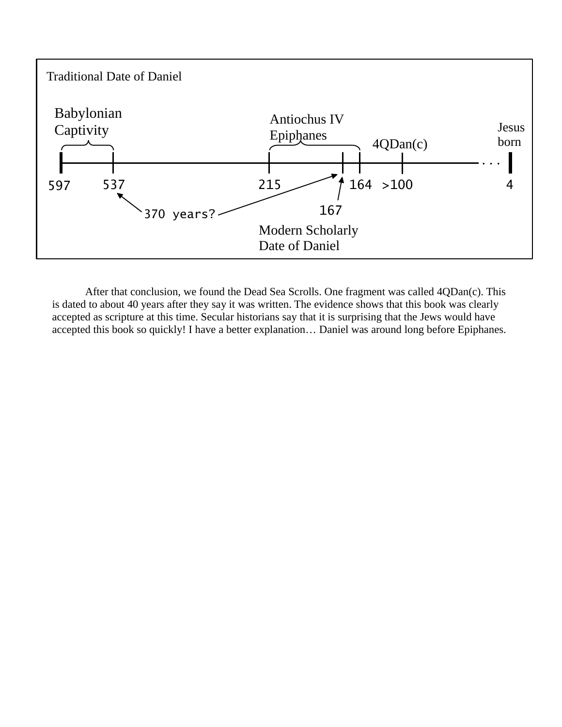Traditional Date of Daniel

Babylonian Captivity

Antiochus IV Epiphanes

4QDan(c)

Jesus born

597

537

215

164

>100

4

167

370 years?

Modern Scholarly Date of Daniel

After that conclusion, we found the Dead Sea Scrolls. One fragment was called 4QDan(c). This is dated to about 40 years after they say it was written. The evidence shows that this book was clearly accepted as scripture at this time. Secular historians say that it is surprising that the Jews would have accepted this book so quickly! I have a better explanation… Daniel was around long before Epiphanes.